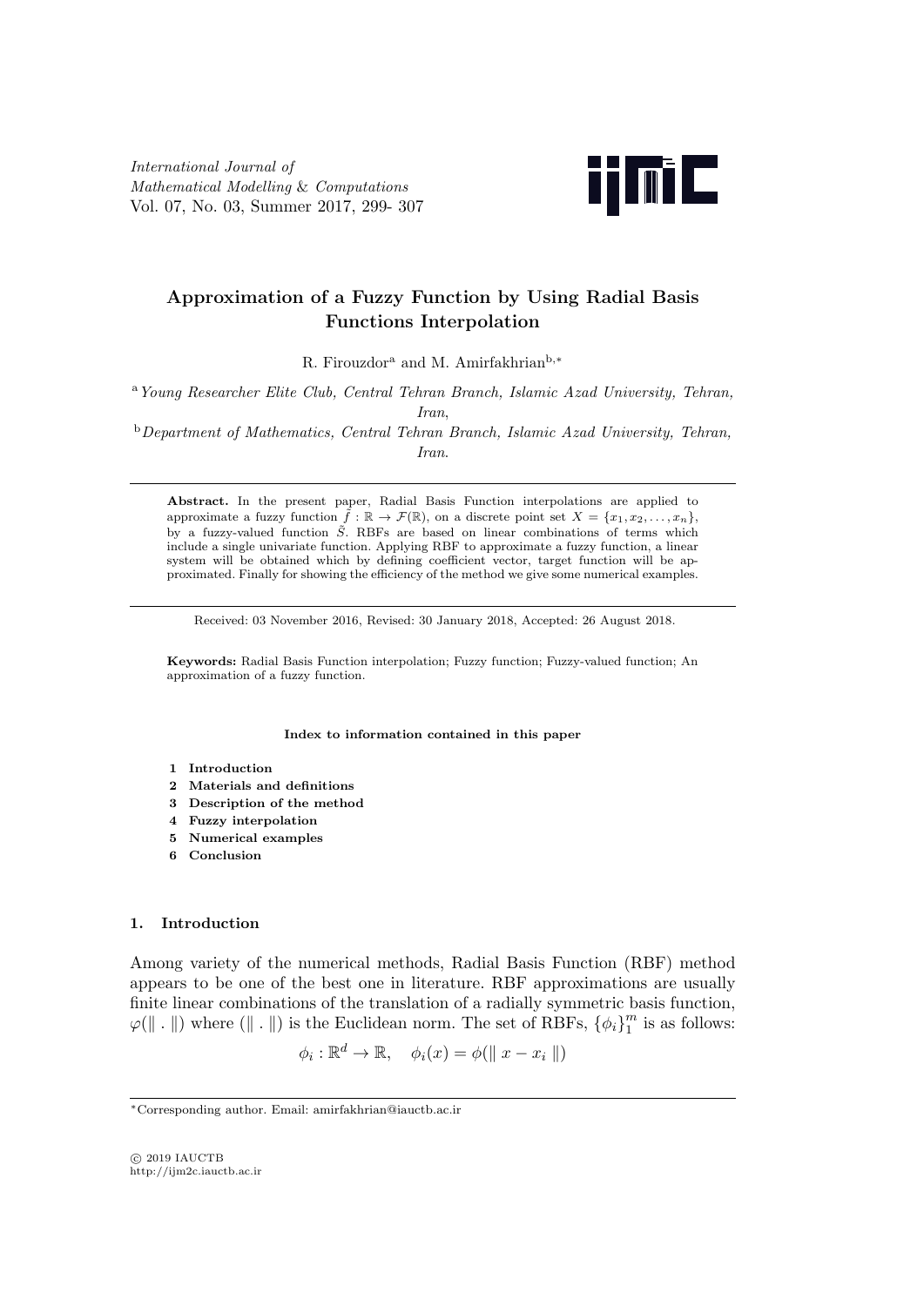# Approximation of a Fuzzy Function by Using Radial Basis Functions Interpolation

R. Firouzdor[a] and M. Amirfakhrian[b,*]

[a] *Young Researcher Elite Club, Central Tehran Branch, Islamic Azad University, Tehran, Iran,*

[b] *Department of Mathematics, Central Tehran Branch, Islamic Azad University, Tehran, Iran.*

---

**Abstract.** In the present paper, Radial Basis Function interpolations are applied to approximate a fuzzy function $\tilde{f} : \mathbb{R} \to \mathcal{F}(\mathbb{R})$, on a discrete point set $X = \{x_1, x_2, \ldots, x_n\}$, by a fuzzy-valued function $\tilde{S}$. RBFs are based on linear combinations of terms which include a single univariate function. Applying RBF to approximate a fuzzy function, a linear system will be obtained which by defining coefficient vector, target function will be approximated. Finally for showing the efficiency of the method we give some numerical examples.

---

Received: 03 November 2016, Revised: 30 January 2018, Accepted: 26 August 2018.

**Keywords:** Radial Basis Function interpolation; Fuzzy function; Fuzzy-valued function; An approximation of a fuzzy function.

**Index to information contained in this paper**

1. **Introduction**
2. **Materials and definitions**
3. **Description of the method**
4. **Fuzzy interpolation**
5. **Numerical examples**
6. **Conclusion**

## 1. Introduction

Among variety of the numerical methods, Radial Basis Function (RBF) method appears to be one of the best one in literature. RBF approximations are usually finite linear combinations of the translation of a radially symmetric basis function, $\varphi(\| \, . \, \|)$ where $(\| \, . \, \|)$ is the Euclidean norm. The set of RBFs, $\{\phi_i\}_1^m$ is as follows:

$$\phi_i : \mathbb{R}^d \to \mathbb{R}, \quad \phi_i(x) = \phi(\| \, x - x_i \, \|)$$

---

*Corresponding author. Email: amirfakhrian@iauctb.ac.ir

© 2019 IAUCTB
http://ijm2c.iauctb.ac.ir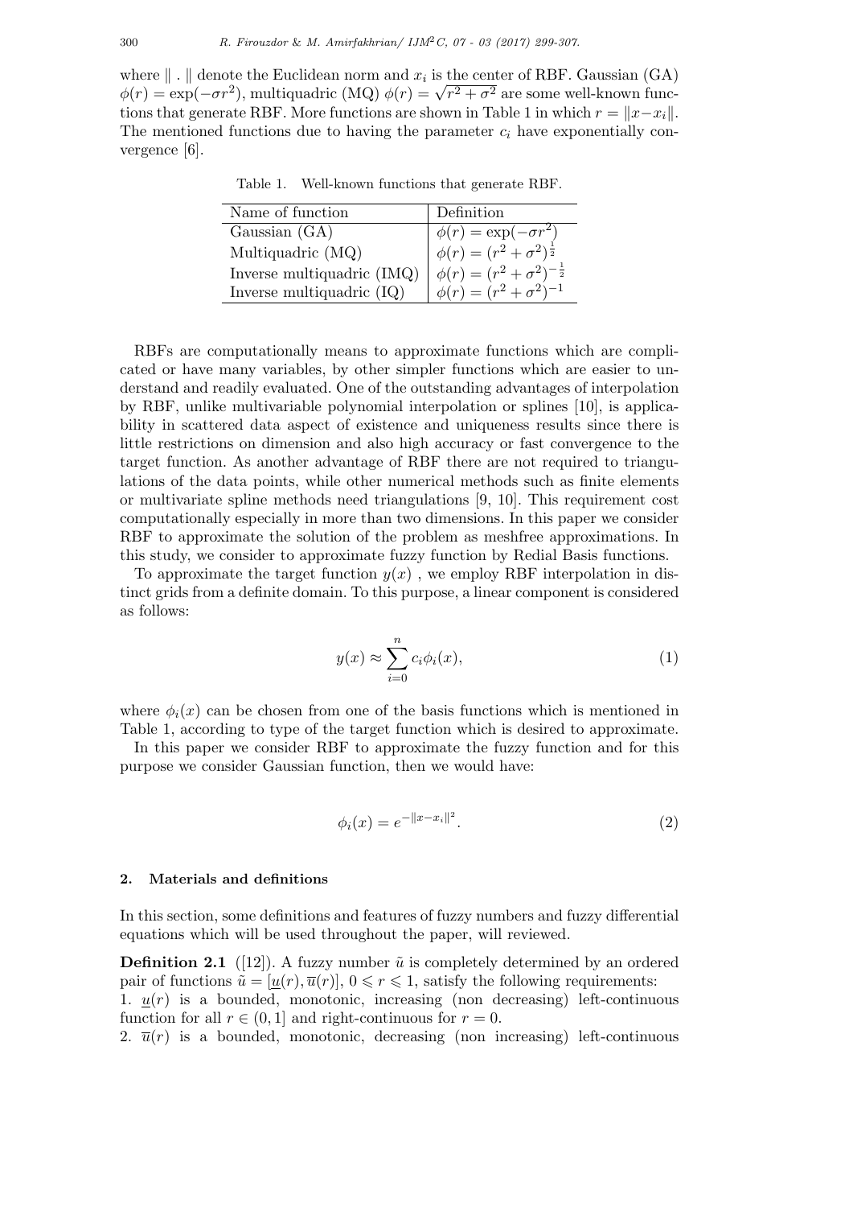where $\| \, . \, \|$ denote the Euclidean norm and $x_i$ is the center of RBF. Gaussian (GA) $\phi(r) = \exp(-\sigma r^2)$, multiquadric (MQ) $\phi(r) = \sqrt{r^2 + \sigma^2}$ are some well-known functions that generate RBF. More functions are shown in Table 1 in which $r = \|x - x_i\|$. The mentioned functions due to having the parameter $c_i$ have exponentially convergence [6].

Table 1. Well-known functions that generate RBF.

| Name of function | Definition |
|---|---|
| Gaussian (GA) | $\phi(r) = \exp(-\sigma r^2)$ |
| Multiquadric (MQ) | $\phi(r) = (r^2 + \sigma^2)^{\frac{1}{2}}$ |
| Inverse multiquadric (IMQ) | $\phi(r) = (r^2 + \sigma^2)^{-\frac{1}{2}}$ |
| Inverse multiquadric (IQ) | $\phi(r) = (r^2 + \sigma^2)^{-1}$ |

RBFs are computationally means to approximate functions which are complicated or have many variables, by other simpler functions which are easier to understand and readily evaluated. One of the outstanding advantages of interpolation by RBF, unlike multivariable polynomial interpolation or splines [10], is applicability in scattered data aspect of existence and uniqueness results since there is little restrictions on dimension and also high accuracy or fast convergence to the target function. As another advantage of RBF there are not required to triangulations of the data points, while other numerical methods such as finite elements or multivariate spline methods need triangulations [9, 10]. This requirement cost computationally especially in more than two dimensions. In this paper we consider RBF to approximate the solution of the problem as meshfree approximations. In this study, we consider to approximate fuzzy function by Redial Basis functions.

To approximate the target function $y(x)$ , we employ RBF interpolation in distinct grids from a definite domain. To this purpose, a linear component is considered as follows:

$$y(x) \approx \sum_{i=0}^{n} c_i \phi_i(x), \tag{1}$$

where $\phi_i(x)$ can be chosen from one of the basis functions which is mentioned in Table 1, according to type of the target function which is desired to approximate.

In this paper we consider RBF to approximate the fuzzy function and for this purpose we consider Gaussian function, then we would have:

$$\phi_i(x) = e^{-\|x - x_i\|^2}. \tag{2}$$

## 2. Materials and definitions

In this section, some definitions and features of fuzzy numbers and fuzzy differential equations which will be used throughout the paper, will reviewed.

**Definition 2.1** ([12]). A fuzzy number $\tilde{u}$ is completely determined by an ordered pair of functions $\tilde{u} = [\underline{u}(r), \overline{u}(r)]$, $0 \leqslant r \leqslant 1$, satisfy the following requirements:

1. $\underline{u}(r)$ is a bounded, monotonic, increasing (non decreasing) left-continuous function for all $r \in (0, 1]$ and right-continuous for $r = 0$.
2. $\overline{u}(r)$ is a bounded, monotonic, decreasing (non increasing) left-continuous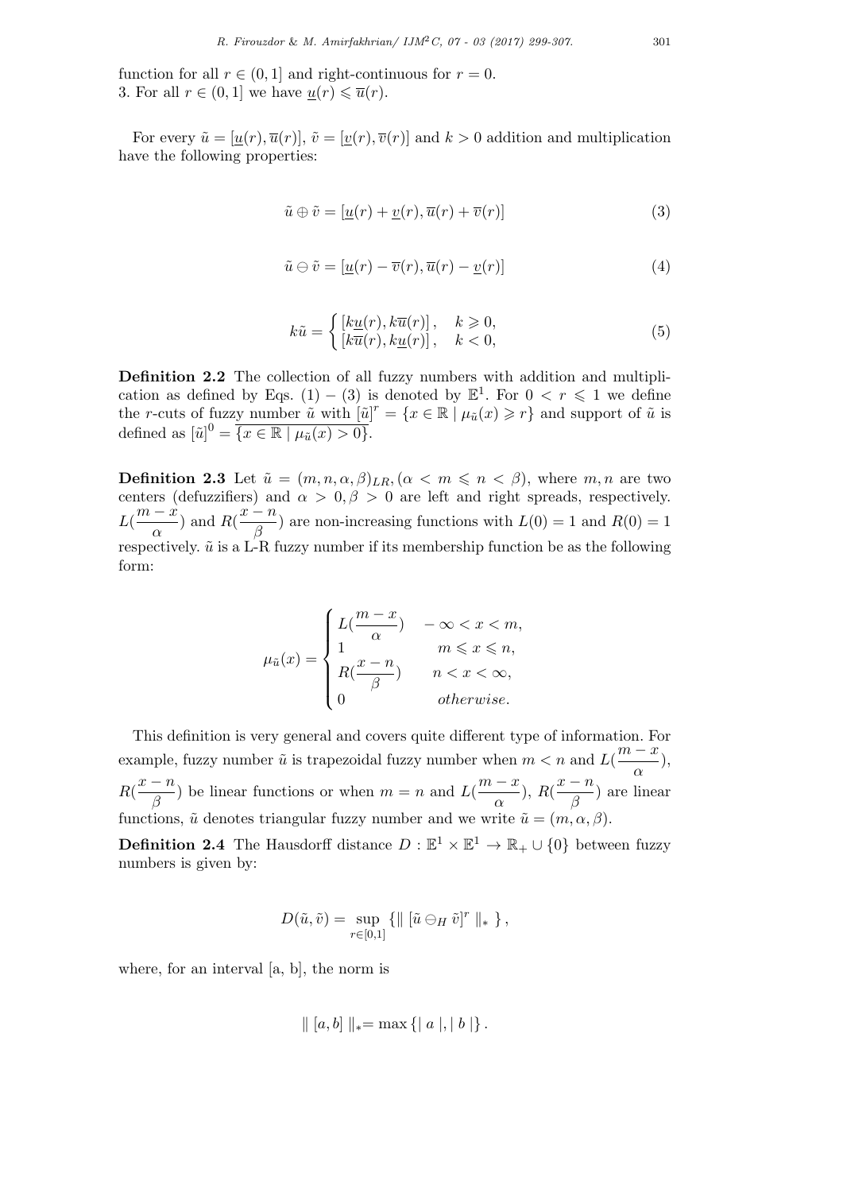function for all $r \in (0, 1]$ and right-continuous for $r = 0$.
3. For all $r \in (0, 1]$ we have $\underline{u}(r) \leqslant \overline{u}(r)$.

For every $\tilde{u} = [\underline{u}(r), \overline{u}(r)]$, $\tilde{v} = [\underline{v}(r), \overline{v}(r)]$ and $k > 0$ addition and multiplication have the following properties:

$$\tilde{u} \oplus \tilde{v} = [\underline{u}(r) + \underline{v}(r), \overline{u}(r) + \overline{v}(r)] \tag{3}$$

$$\tilde{u} \ominus \tilde{v} = [\underline{u}(r) - \overline{v}(r), \overline{u}(r) - \underline{v}(r)] \tag{4}$$

$$k\tilde{u} = \begin{cases} [k\underline{u}(r), k\overline{u}(r)], & k \geqslant 0, \\ [k\overline{u}(r), k\underline{u}(r)], & k < 0, \end{cases} \tag{5}$$

**Definition 2.2** The collection of all fuzzy numbers with addition and multiplication as defined by Eqs. (1) − (3) is denoted by $\mathbb{E}^1$. For $0 < r \leqslant 1$ we define the $r$-cuts of fuzzy number $\tilde{u}$ with $[\tilde{u}]^r = \{x \in \mathbb{R} \mid \mu_{\tilde{u}}(x) \geqslant r\}$ and support of $\tilde{u}$ is defined as $[\tilde{u}]^0 = \overline{\{x \in \mathbb{R} \mid \mu_{\tilde{u}}(x) > 0\}}$.

**Definition 2.3** Let $\tilde{u} = (m, n, \alpha, \beta)_{LR}, (\alpha < m \leqslant n < \beta)$, where $m, n$ are two centers (defuzzifiers) and $\alpha > 0, \beta > 0$ are left and right spreads, respectively. $L(\frac{m-x}{\alpha})$ and $R(\frac{x-n}{\beta})$ are non-increasing functions with $L(0) = 1$ and $R(0) = 1$ respectively. $\tilde{u}$ is a L-R fuzzy number if its membership function be as the following form:

$$\mu_{\tilde{u}}(x) = \begin{cases} L(\dfrac{m-x}{\alpha}) & -\infty < x < m, \\ 1 & m \leqslant x \leqslant n, \\ R(\dfrac{x-n}{\beta}) & n < x < \infty, \\ 0 & otherwise. \end{cases}$$

This definition is very general and covers quite different type of information. For example, fuzzy number $\tilde{u}$ is trapezoidal fuzzy number when $m < n$ and $L(\frac{m-x}{\alpha})$, $R(\frac{x-n}{\beta})$ be linear functions or when $m = n$ and $L(\frac{m-x}{\alpha})$, $R(\frac{x-n}{\beta})$ are linear functions, $\tilde{u}$ denotes triangular fuzzy number and we write $\tilde{u} = (m, \alpha, \beta)$.

**Definition 2.4** The Hausdorff distance $D : \mathbb{E}^1 \times \mathbb{E}^1 \to \mathbb{R}_+ \cup \{0\}$ between fuzzy numbers is given by:

$$D(\tilde{u}, \tilde{v}) = \sup_{r \in [0,1]} \{ \| [\tilde{u} \ominus_H \tilde{v}]^r \|_* \},$$

where, for an interval [a, b], the norm is

$$\| [a, b] \|_* = \max \{ | a |, | b | \}.$$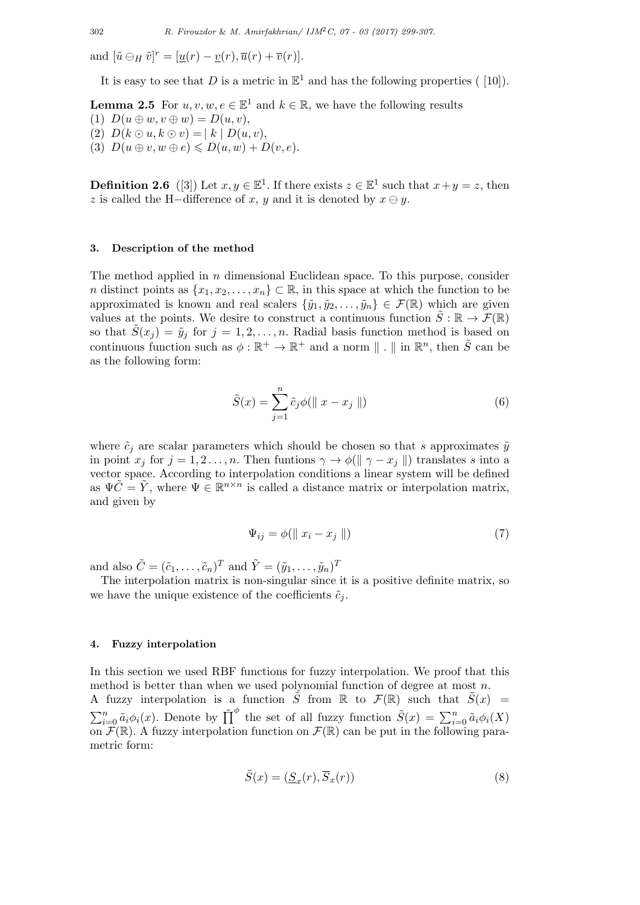and $[\tilde{u} \ominus_H \tilde{v}]^r = [\underline{u}(r) - \underline{v}(r), \overline{u}(r) + \overline{v}(r)]$.

It is easy to see that $D$ is a metric in $\mathbb{E}^1$ and has the following properties ( [10]).

**Lemma 2.5** For $u, v, w, e \in \mathbb{E}^1$ and $k \in \mathbb{R}$, we have the following results
(1) $D(u \oplus w, v \oplus w) = D(u, v)$,
(2) $D(k \odot u, k \odot v) = |\ k\ | D(u, v)$,
(3) $D(u \oplus v, w \oplus e) \leqslant D(u, w) + D(v, e)$.

**Definition 2.6** ([3]) Let $x, y \in \mathbb{E}^1$. If there exists $z \in \mathbb{E}^1$ such that $x + y = z$, then $z$ is called the H−difference of $x$, $y$ and it is denoted by $x \ominus y$.

### 3. Description of the method

The method applied in $n$ dimensional Euclidean space. To this purpose, consider $n$ distinct points as $\{x_1, x_2, \ldots, x_n\} \subset \mathbb{R}$, in this space at which the function to be approximated is known and real scalers $\{\tilde{y}_1, \tilde{y}_2, \ldots, \tilde{y}_n\} \in \mathcal{F}(\mathbb{R})$ which are given values at the points. We desire to construct a continuous function $\tilde{S} : \mathbb{R} \to \mathcal{F}(\mathbb{R})$ so that $\tilde{S}(x_j) = \tilde{y}_j$ for $j = 1, 2, \ldots, n$. Radial basis function method is based on continuous function such as $\phi : \mathbb{R}^+ \to \mathbb{R}^+$ and a norm $\|\ .\ \|$ in $\mathbb{R}^n$, then $\tilde{S}$ can be as the following form:

$$\tilde{S}(x) = \sum_{j=1}^{n} \tilde{c}_j \phi(\| x - x_j \|) \tag{6}$$

where $\tilde{c}_j$ are scalar parameters which should be chosen so that $s$ approximates $\tilde{y}$ in point $x_j$ for $j = 1, 2 \ldots, n$. Then funtions $\gamma \to \phi(\| \gamma - x_j \|)$ translates $s$ into a vector space. According to interpolation conditions a linear system will be defined as $\Psi \tilde{C} = \tilde{Y}$, where $\Psi \in \mathbb{R}^{n \times n}$ is called a distance matrix or interpolation matrix, and given by

$$\Psi_{ij} = \phi(\| x_i - x_j \|) \tag{7}$$

and also $\tilde{C} = (\tilde{c}_1, \ldots, \tilde{c}_n)^T$ and $\tilde{Y} = (\tilde{y}_1, \ldots, \tilde{y}_n)^T$

The interpolation matrix is non-singular since it is a positive definite matrix, so we have the unique existence of the coefficients $\tilde{c}_j$.

### 4. Fuzzy interpolation

In this section we used RBF functions for fuzzy interpolation. We proof that this method is better than when we used polynomial function of degree at most $n$.
A fuzzy interpolation is a function $\tilde{S}$ from $\mathbb{R}$ to $\mathcal{F}(\mathbb{R})$ such that $\tilde{S}(x) = \sum_{i=0}^{n} \tilde{a}_i \phi_i(x)$. Denote by $\prod^{\phi}$ the set of all fuzzy function $\tilde{S}(x) = \sum_{i=0}^{n} \tilde{a}_i \phi_i(X)$ on $\mathcal{F}(\mathbb{R})$. A fuzzy interpolation function on $\mathcal{F}(\mathbb{R})$ can be put in the following parametric form:

$$\tilde{S}(x) = (\underline{S}_x(r), \overline{S}_x(r)) \tag{8}$$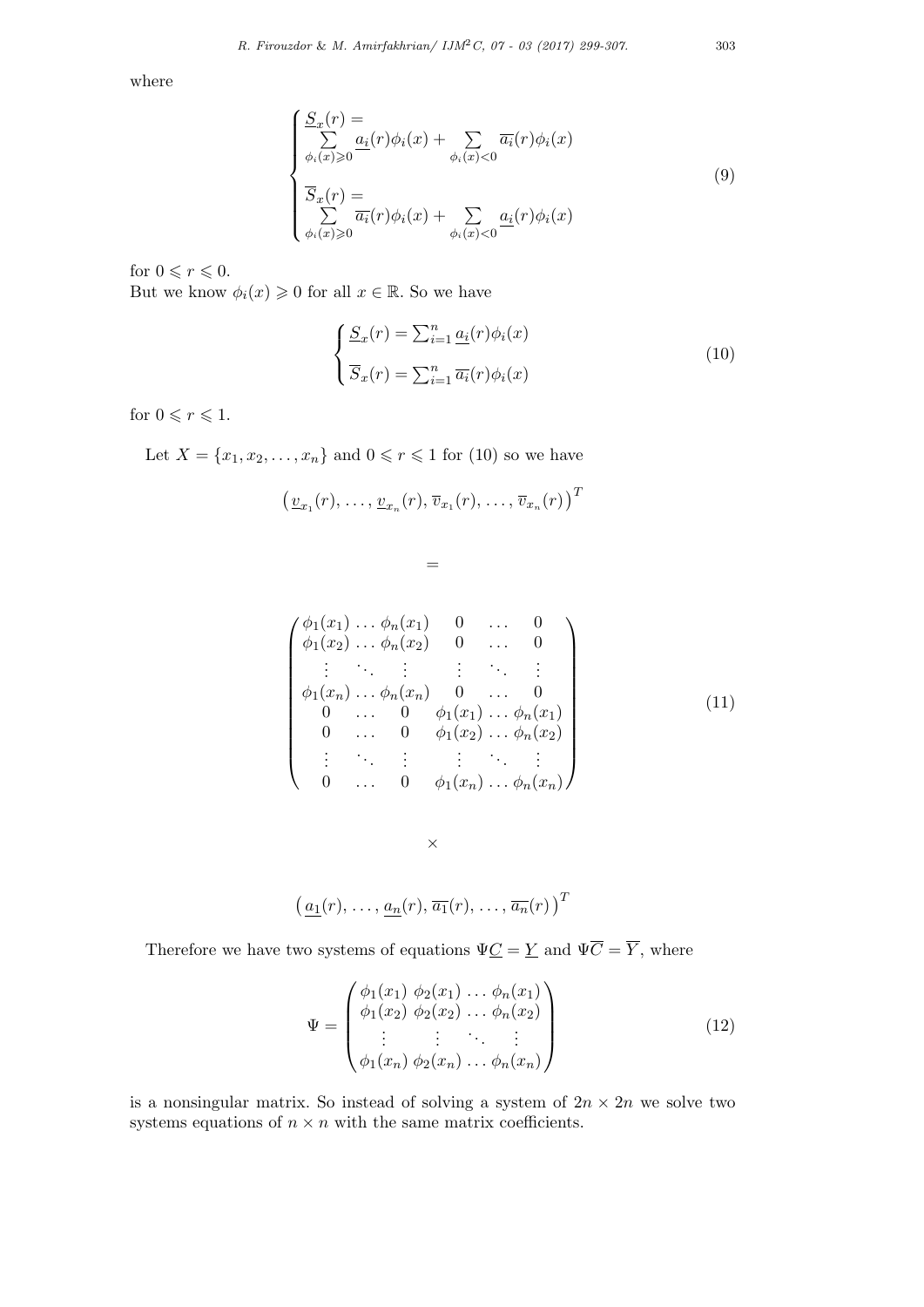where

$$
\begin{cases}
\underline{S}_x(r) = \\
\sum\limits_{\phi_i(x)\geqslant 0} \underline{a_i}(r)\phi_i(x) + \sum\limits_{\phi_i(x)<0} \overline{a_i}(r)\phi_i(x) \\
\overline{S}_x(r) = \\
\sum\limits_{\phi_i(x)\geqslant 0} \overline{a_i}(r)\phi_i(x) + \sum\limits_{\phi_i(x)<0} \underline{a_i}(r)\phi_i(x)
\end{cases}
\tag{9}
$$

for $0 \leqslant r \leqslant 0$.
But we know $\phi_i(x) \geqslant 0$ for all $x \in \mathbb{R}$. So we have

$$
\begin{cases}
\underline{S}_x(r) = \sum_{i=1}^{n} \underline{a_i}(r)\phi_i(x) \\
\overline{S}_x(r) = \sum_{i=1}^{n} \overline{a_i}(r)\phi_i(x)
\end{cases}
\tag{10}
$$

for $0 \leqslant r \leqslant 1$.

Let $X = \{x_1, x_2, \ldots, x_n\}$ and $0 \leqslant r \leqslant 1$ for (10) so we have

$$
\left(\underline{v}_{x_1}(r), \ldots, \underline{v}_{x_n}(r), \overline{v}_{x_1}(r), \ldots, \overline{v}_{x_n}(r)\right)^T
$$

$$
=
$$

$$
\begin{pmatrix}
\phi_1(x_1) \ldots \phi_n(x_1) & 0 & \ldots & 0 \\
\phi_1(x_2) \ldots \phi_n(x_2) & 0 & \ldots & 0 \\
\vdots \quad \ddots \quad \vdots & \vdots & \ddots & \vdots \\
\phi_1(x_n) \ldots \phi_n(x_n) & 0 & \ldots & 0 \\
0 \quad \ldots \quad 0 & \phi_1(x_1) & \ldots & \phi_n(x_1) \\
0 \quad \ldots \quad 0 & \phi_1(x_2) & \ldots & \phi_n(x_2) \\
\vdots \quad \ddots \quad \vdots & \vdots & \ddots & \vdots \\
0 \quad \ldots \quad 0 & \phi_1(x_n) & \ldots & \phi_n(x_n)
\end{pmatrix}
\tag{11}
$$

$$
\times
$$

$$
\left(\underline{a_1}(r), \ldots, \underline{a_n}(r), \overline{a_1}(r), \ldots, \overline{a_n}(r)\right)^T
$$

Therefore we have two systems of equations $\Psi\underline{C} = \underline{Y}$ and $\Psi\overline{C} = \overline{Y}$, where

$$
\Psi = \begin{pmatrix}
\phi_1(x_1) & \phi_2(x_1) & \ldots & \phi_n(x_1) \\
\phi_1(x_2) & \phi_2(x_2) & \ldots & \phi_n(x_2) \\
\vdots & \vdots & \ddots & \vdots \\
\phi_1(x_n) & \phi_2(x_n) & \ldots & \phi_n(x_n)
\end{pmatrix}
\tag{12}
$$

is a nonsingular matrix. So instead of solving a system of $2n \times 2n$ we solve two systems equations of $n \times n$ with the same matrix coefficients.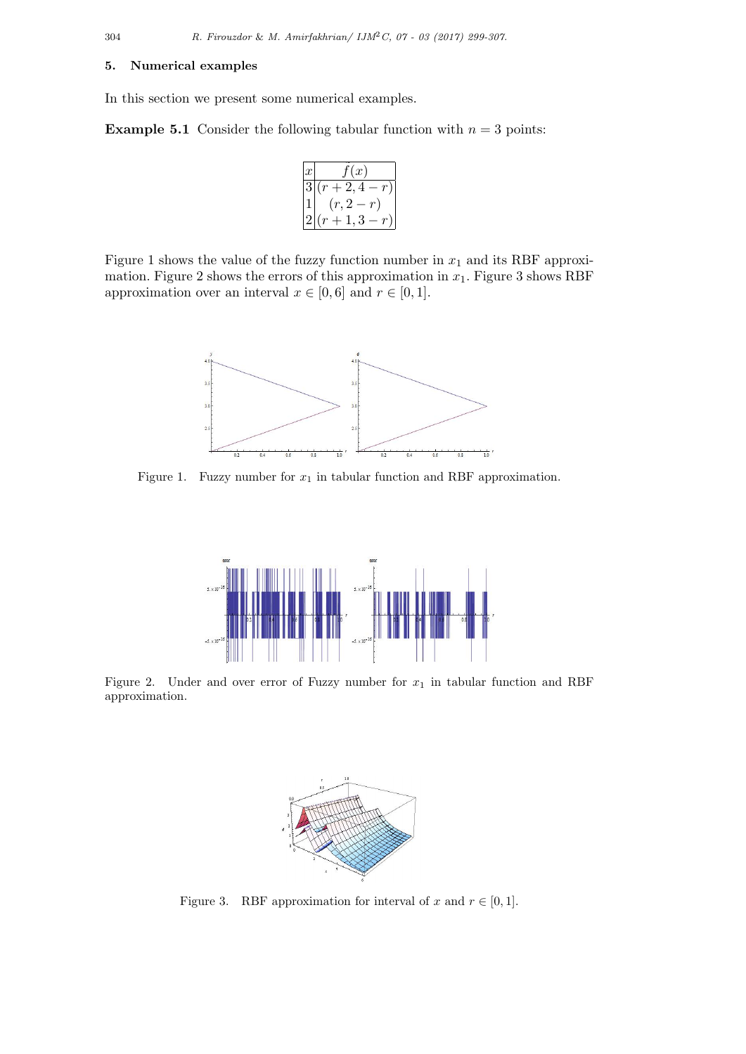## 5. Numerical examples

In this section we present some numerical examples.

**Example 5.1** Consider the following tabular function with $n = 3$ points:

| $x$ | $\tilde{f}(x)$ |
|---|---|
| 3 | $(r+2, 4-r)$ |
| 1 | $(r, 2-r)$ |
| 2 | $(r+1, 3-r)$ |

Figure 1 shows the value of the fuzzy function number in $x_1$ and its RBF approximation. Figure 2 shows the errors of this approximation in $x_1$. Figure 3 shows RBF approximation over an interval $x \in [0, 6]$ and $r \in [0, 1]$.

Figure 1. Fuzzy number for $x_1$ in tabular function and RBF approximation.

Figure 2. Under and over error of Fuzzy number for $x_1$ in tabular function and RBF approximation.

Figure 3. RBF approximation for interval of $x$ and $r \in [0, 1]$.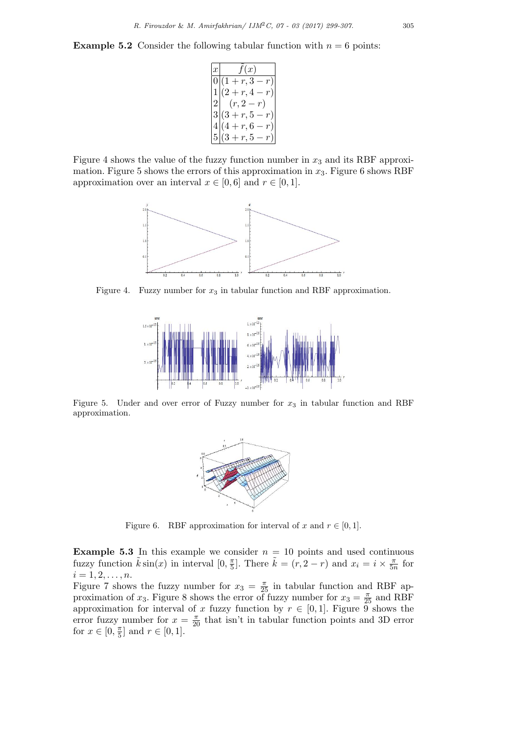**Example 5.2** Consider the following tabular function with $n = 6$ points:

| $x$ | $\tilde{f}(x)$ |
|---|---|
| 0 | $(1+r, 3-r)$ |
| 1 | $(2+r, 4-r)$ |
| 2 | $(r, 2-r)$ |
| 3 | $(3+r, 5-r)$ |
| 4 | $(4+r, 6-r)$ |
| 5 | $(3+r, 5-r)$ |

Figure 4 shows the value of the fuzzy function number in $x_3$ and its RBF approximation. Figure 5 shows the errors of this approximation in $x_3$. Figure 6 shows RBF approximation over an interval $x \in [0, 6]$ and $r \in [0, 1]$.

Figure 4. Fuzzy number for $x_3$ in tabular function and RBF approximation.

Figure 5. Under and over error of Fuzzy number for $x_3$ in tabular function and RBF approximation.

Figure 6. RBF approximation for interval of $x$ and $r \in [0, 1]$.

**Example 5.3** In this example we consider $n = 10$ points and used continuous fuzzy function $\tilde{k}\sin(x)$ in interval $[0, \frac{\pi}{5}]$. There $\tilde{k} = (r, 2-r)$ and $x_i = i \times \frac{\pi}{5n}$ for $i = 1, 2, \ldots, n$.

Figure 7 shows the fuzzy number for $x_3 = \frac{\pi}{25}$ in tabular function and RBF approximation of $x_3$. Figure 8 shows the error of fuzzy number for $x_3 = \frac{\pi}{25}$ and RBF approximation for interval of $x$ fuzzy function by $r \in [0, 1]$. Figure 9 shows the error fuzzy number for $x = \frac{\pi}{20}$ that isn't in tabular function points and 3D error for $x \in [0, \frac{\pi}{5}]$ and $r \in [0, 1]$.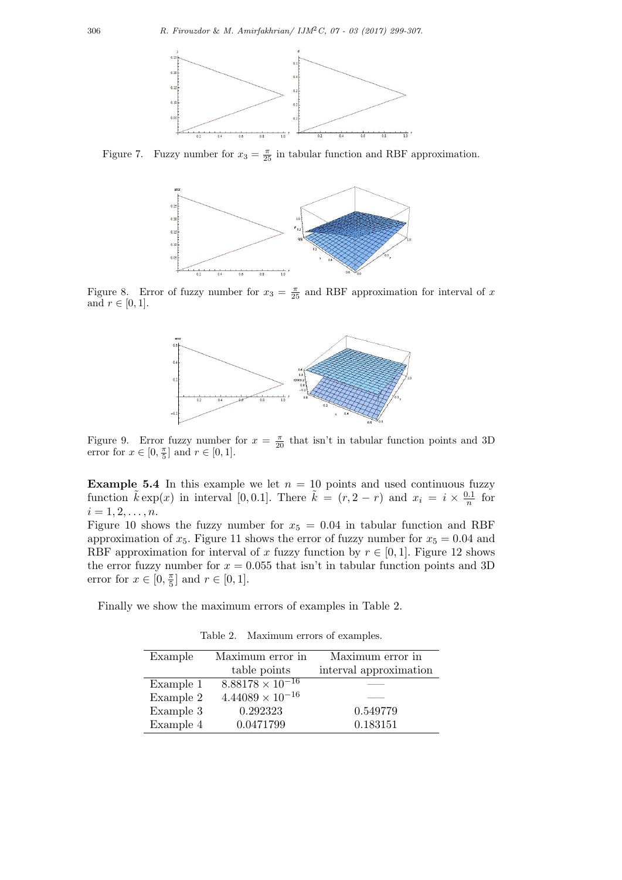Figure 7. Fuzzy number for $x_3 = \frac{\pi}{25}$ in tabular function and RBF approximation.

Figure 8. Error of fuzzy number for $x_3 = \frac{\pi}{25}$ and RBF approximation for interval of $x$ and $r \in [0, 1]$.

Figure 9. Error fuzzy number for $x = \frac{\pi}{20}$ that isn't in tabular function points and 3D error for $x \in [0, \frac{\pi}{5}]$ and $r \in [0, 1]$.

**Example 5.4** In this example we let $n = 10$ points and used continuous fuzzy function $\tilde{k}\exp(x)$ in interval $[0, 0.1]$. There $\tilde{k} = (r, 2 - r)$ and $x_i = i \times \frac{0.1}{n}$ for $i = 1, 2, \ldots, n$.
Figure 10 shows the fuzzy number for $x_5 = 0.04$ in tabular function and RBF approximation of $x_5$. Figure 11 shows the error of fuzzy number for $x_5 = 0.04$ and RBF approximation for interval of $x$ fuzzy function by $r \in [0, 1]$. Figure 12 shows the error fuzzy number for $x = 0.055$ that isn't in tabular function points and 3D error for $x \in [0, \frac{\pi}{5}]$ and $r \in [0, 1]$.

Finally we show the maximum errors of examples in Table 2.

Table 2. Maximum errors of examples.

| Example | Maximum error in table points | Maximum error in interval approximation |
|---|---|---|
| Example 1 | $8.88178 \times 10^{-16}$ | —— |
| Example 2 | $4.44089 \times 10^{-16}$ | —— |
| Example 3 | 0.292323 | 0.549779 |
| Example 4 | 0.0471799 | 0.183151 |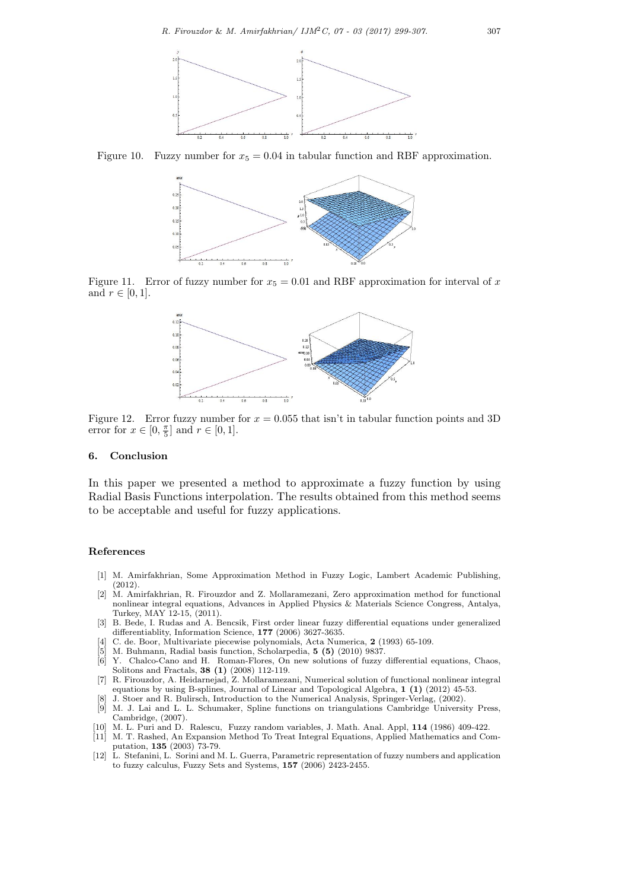Figure 10. Fuzzy number for $x_5 = 0.04$ in tabular function and RBF approximation.

Figure 11. Error of fuzzy number for $x_5 = 0.01$ and RBF approximation for interval of $x$ and $r \in [0, 1]$.

Figure 12. Error fuzzy number for $x = 0.055$ that isn't in tabular function points and 3D error for $x \in [0, \frac{\pi}{5}]$ and $r \in [0, 1]$.

## 6. Conclusion

In this paper we presented a method to approximate a fuzzy function by using Radial Basis Functions interpolation. The results obtained from this method seems to be acceptable and useful for fuzzy applications.

## References

[1] M. Amirfakhrian, Some Approximation Method in Fuzzy Logic, Lambert Academic Publishing, (2012).

[2] M. Amirfakhrian, R. Firouzdor and Z. Mollaramezani, Zero approximation method for functional nonlinear integral equations, Advances in Applied Physics & Materials Science Congress, Antalya, Turkey, MAY 12-15, (2011).

[3] B. Bede, I. Rudas and A. Bencsik, First order linear fuzzy differential equations under generalized differentiablity, Information Science, **177** (2006) 3627-3635.

[4] C. de. Boor, Multivariate piecewise polynomials, Acta Numerica, **2** (1993) 65-109.

[5] M. Buhmann, Radial basis function, Scholarpedia, **5 (5)** (2010) 9837.

[6] Y. Chalco-Cano and H. Roman-Flores, On new solutions of fuzzy differential equations, Chaos, Solitons and Fractals, **38 (1)** (2008) 112-119.

[7] R. Firouzdor, A. Heidarnejad, Z. Mollaramezani, Numerical solution of functional nonlinear integral equations by using B-splines, Journal of Linear and Topological Algebra, **1 (1)** (2012) 45-53.

[8] J. Stoer and R. Bulirsch, Introduction to the Numerical Analysis, Springer-Verlag, (2002).

[9] M. J. Lai and L. L. Schumaker, Spline functions on triangulations Cambridge University Press, Cambridge, (2007).

[10] M. L. Puri and D. Ralescu, Fuzzy random variables, J. Math. Anal. Appl, **114** (1986) 409-422.

[11] M. T. Rashed, An Expansion Method To Treat Integral Equations, Applied Mathematics and Computation, **135** (2003) 73-79.

[12] L. Stefanini, L. Sorini and M. L. Guerra, Parametric representation of fuzzy numbers and application to fuzzy calculus, Fuzzy Sets and Systems, **157** (2006) 2423-2455.